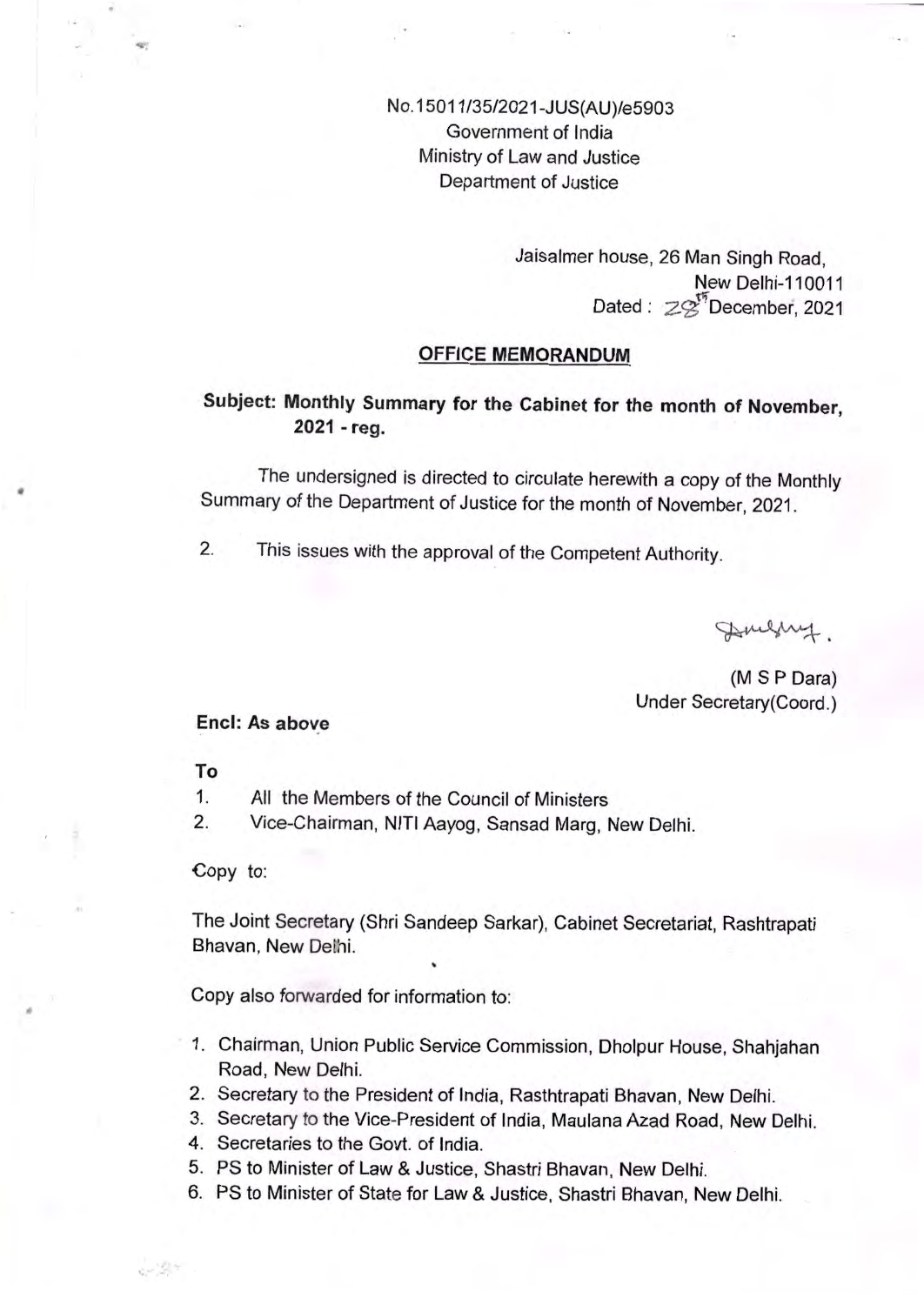No.15011/35/2021-JUS(AU)/e5903
Government of India
Ministry of Law and Justice
Department of Justice

Jaisalmer house, 26 Man Singh Road,
New Delhi-110011
Dated : 28th December, 2021

**OFFICE MEMORANDUM**

**Subject: Monthly Summary for the Cabinet for the month of November, 2021 - reg.**

The undersigned is directed to circulate herewith a copy of the Monthly Summary of the Department of Justice for the month of November, 2021.

2. This issues with the approval of the Competent Authority.

(M S P Dara)
Under Secretary(Coord.)

**Encl: As above**

**To**

1. All the Members of the Council of Ministers
2. Vice-Chairman, NITI Aayog, Sansad Marg, New Delhi.

Copy to:

The Joint Secretary (Shri Sandeep Sarkar), Cabinet Secretariat, Rashtrapati Bhavan, New Delhi.

Copy also forwarded for information to:

1. Chairman, Union Public Service Commission, Dholpur House, Shahjahan Road, New Delhi.
2. Secretary to the President of India, Rasthtrapati Bhavan, New Delhi.
3. Secretary to the Vice-President of India, Maulana Azad Road, New Delhi.
4. Secretaries to the Govt. of India.
5. PS to Minister of Law & Justice, Shastri Bhavan, New Delhi.
6. PS to Minister of State for Law & Justice, Shastri Bhavan, New Delhi.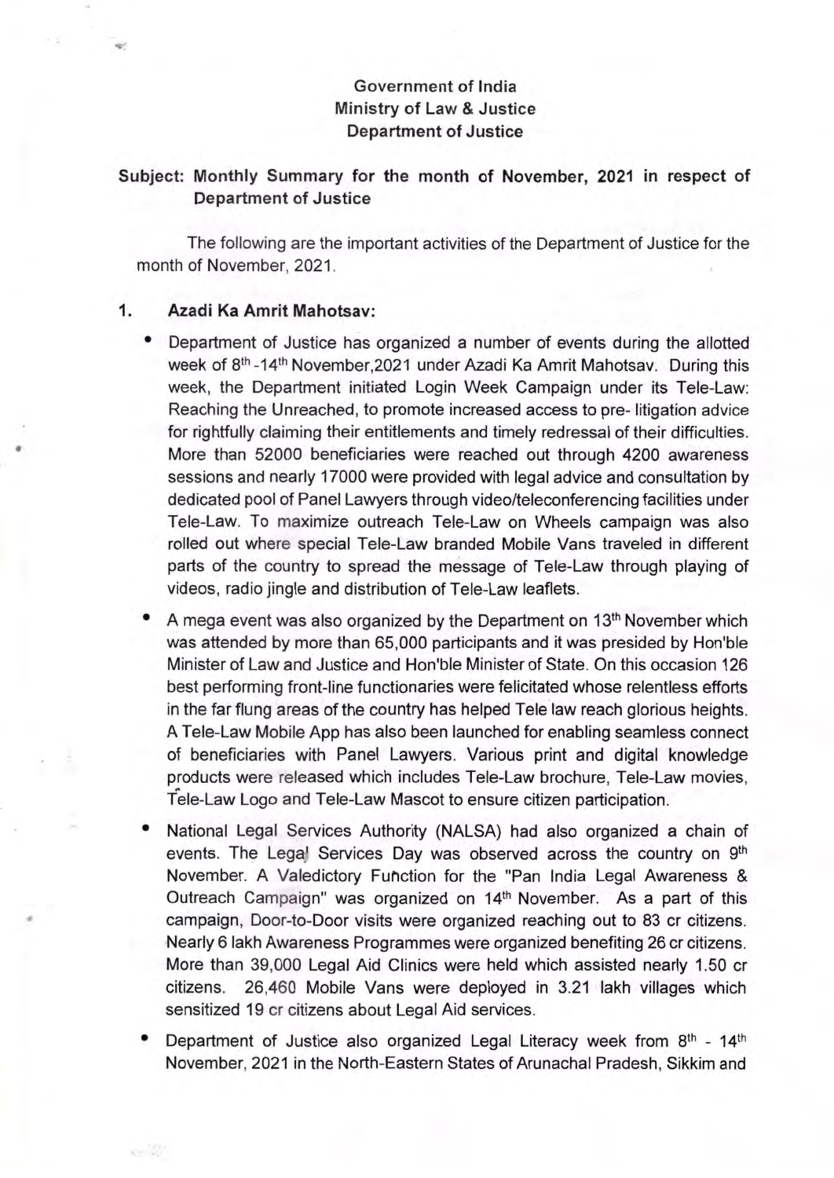Government of India
Ministry of Law & Justice
Department of Justice

**Subject: Monthly Summary for the month of November, 2021 in respect of Department of Justice**

The following are the important activities of the Department of Justice for the month of November, 2021.

## 1. Azadi Ka Amrit Mahotsav:

- Department of Justice has organized a number of events during the allotted week of 8th -14th November,2021 under Azadi Ka Amrit Mahotsav. During this week, the Department initiated Login Week Campaign under its Tele-Law: Reaching the Unreached, to promote increased access to pre- litigation advice for rightfully claiming their entitlements and timely redressal of their difficulties. More than 52000 beneficiaries were reached out through 4200 awareness sessions and nearly 17000 were provided with legal advice and consultation by dedicated pool of Panel Lawyers through video/teleconferencing facilities under Tele-Law. To maximize outreach Tele-Law on Wheels campaign was also rolled out where special Tele-Law branded Mobile Vans traveled in different parts of the country to spread the message of Tele-Law through playing of videos, radio jingle and distribution of Tele-Law leaflets.
- A mega event was also organized by the Department on 13th November which was attended by more than 65,000 participants and it was presided by Hon'ble Minister of Law and Justice and Hon'ble Minister of State. On this occasion 126 best performing front-line functionaries were felicitated whose relentless efforts in the far flung areas of the country has helped Tele law reach glorious heights. A Tele-Law Mobile App has also been launched for enabling seamless connect of beneficiaries with Panel Lawyers. Various print and digital knowledge products were released which includes Tele-Law brochure, Tele-Law movies, Tele-Law Logo and Tele-Law Mascot to ensure citizen participation.
- National Legal Services Authority (NALSA) had also organized a chain of events. The Legal Services Day was observed across the country on 9th November. A Valedictory Function for the "Pan India Legal Awareness & Outreach Campaign" was organized on 14th November. As a part of this campaign, Door-to-Door visits were organized reaching out to 83 cr citizens. Nearly 6 lakh Awareness Programmes were organized benefiting 26 cr citizens. More than 39,000 Legal Aid Clinics were held which assisted nearly 1.50 cr citizens. 26,460 Mobile Vans were deployed in 3.21 lakh villages which sensitized 19 cr citizens about Legal Aid services.
- Department of Justice also organized Legal Literacy week from 8th - 14th November, 2021 in the North-Eastern States of Arunachal Pradesh, Sikkim and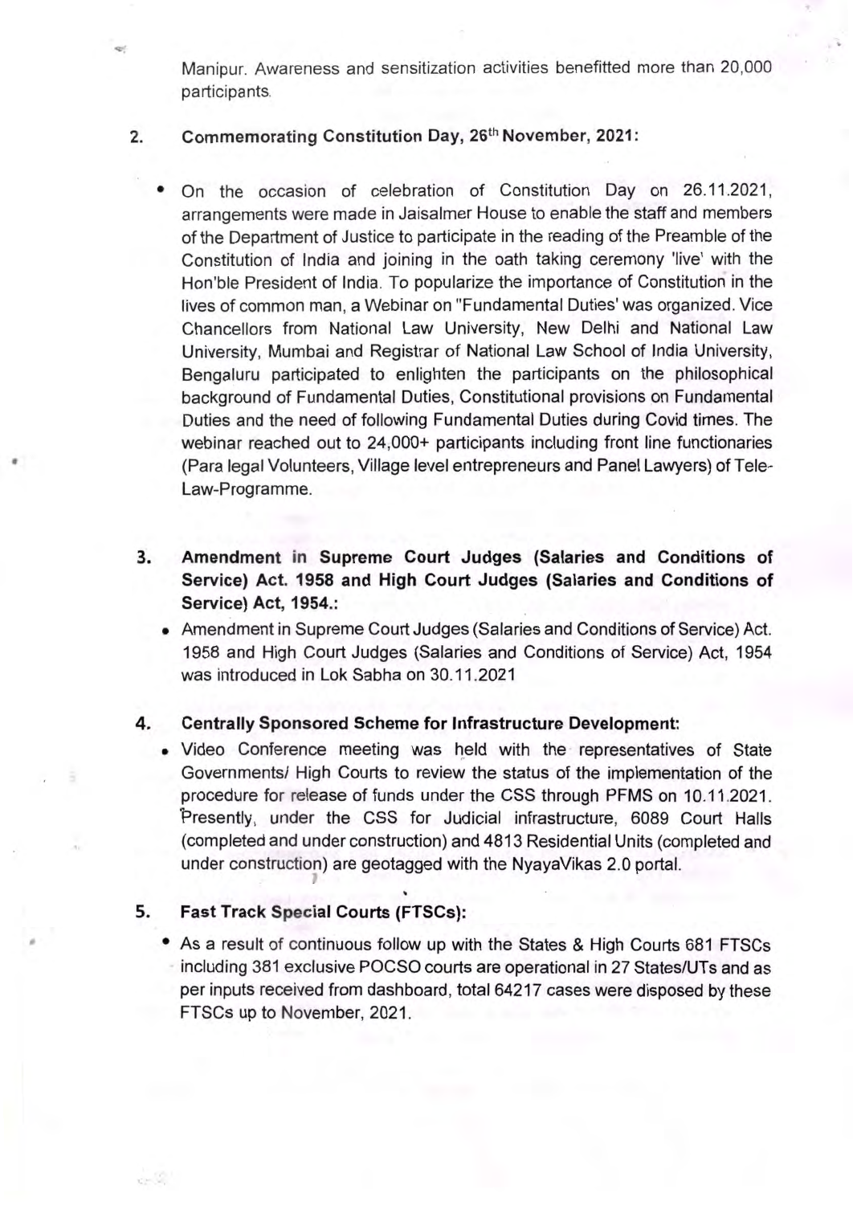Manipur. Awareness and sensitization activities benefitted more than 20,000 participants.

2. **Commemorating Constitution Day, 26th November, 2021:**

- On the occasion of celebration of Constitution Day on 26.11.2021, arrangements were made in Jaisalmer House to enable the staff and members of the Department of Justice to participate in the reading of the Preamble of the Constitution of India and joining in the oath taking ceremony 'live' with the Hon'ble President of India. To popularize the importance of Constitution in the lives of common man, a Webinar on "Fundamental Duties' was organized. Vice Chancellors from National Law University, New Delhi and National Law University, Mumbai and Registrar of National Law School of India University, Bengaluru participated to enlighten the participants on the philosophical background of Fundamental Duties, Constitutional provisions on Fundamental Duties and the need of following Fundamental Duties during Covid times. The webinar reached out to 24,000+ participants including front line functionaries (Para legal Volunteers, Village level entrepreneurs and Panel Lawyers) of Tele-Law-Programme.

3. **Amendment in Supreme Court Judges (Salaries and Conditions of Service) Act. 1958 and High Court Judges (Salaries and Conditions of Service) Act, 1954.:**

- Amendment in Supreme Court Judges (Salaries and Conditions of Service) Act. 1958 and High Court Judges (Salaries and Conditions of Service) Act, 1954 was introduced in Lok Sabha on 30.11.2021

4. **Centrally Sponsored Scheme for Infrastructure Development:**

- Video Conference meeting was held with the representatives of State Governments/ High Courts to review the status of the implementation of the procedure for release of funds under the CSS through PFMS on 10.11.2021. Presently, under the CSS for Judicial infrastructure, 6089 Court Halls (completed and under construction) and 4813 Residential Units (completed and under construction) are geotagged with the NyayaVikas 2.0 portal.

5. **Fast Track Special Courts (FTSCs):**

- As a result of continuous follow up with the States & High Courts 681 FTSCs including 381 exclusive POCSO courts are operational in 27 States/UTs and as per inputs received from dashboard, total 64217 cases were disposed by these FTSCs up to November, 2021.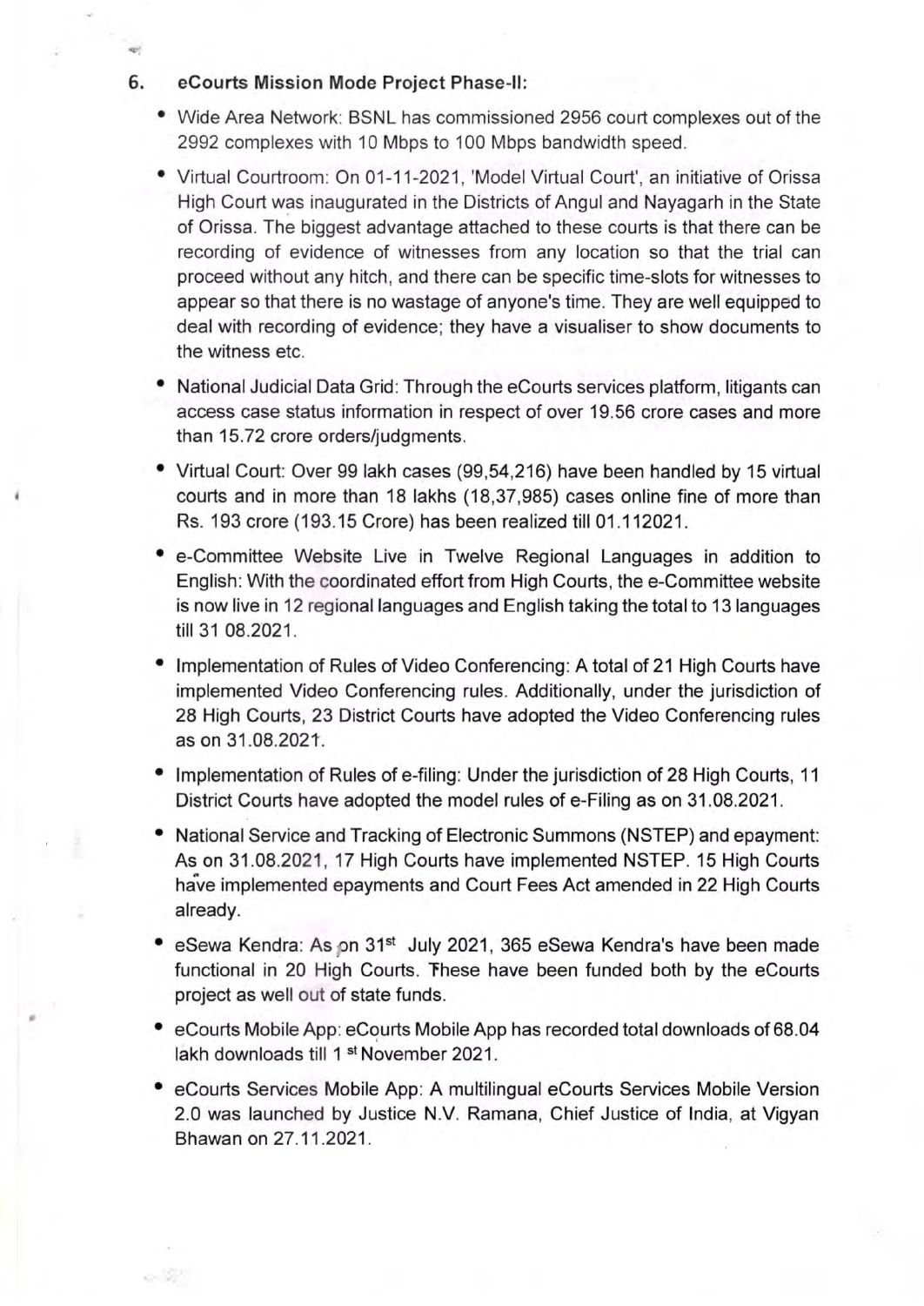## 6. eCourts Mission Mode Project Phase-II:

- Wide Area Network: BSNL has commissioned 2956 court complexes out of the 2992 complexes with 10 Mbps to 100 Mbps bandwidth speed.
- Virtual Courtroom: On 01-11-2021, 'Model Virtual Court', an initiative of Orissa High Court was inaugurated in the Districts of Angul and Nayagarh in the State of Orissa. The biggest advantage attached to these courts is that there can be recording of evidence of witnesses from any location so that the trial can proceed without any hitch, and there can be specific time-slots for witnesses to appear so that there is no wastage of anyone's time. They are well equipped to deal with recording of evidence; they have a visualiser to show documents to the witness etc.
- National Judicial Data Grid: Through the eCourts services platform, litigants can access case status information in respect of over 19.56 crore cases and more than 15.72 crore orders/judgments.
- Virtual Court: Over 99 lakh cases (99,54,216) have been handled by 15 virtual courts and in more than 18 lakhs (18,37,985) cases online fine of more than Rs. 193 crore (193.15 Crore) has been realized till 01.112021.
- e-Committee Website Live in Twelve Regional Languages in addition to English: With the coordinated effort from High Courts, the e-Committee website is now live in 12 regional languages and English taking the total to 13 languages till 31 08.2021.
- Implementation of Rules of Video Conferencing: A total of 21 High Courts have implemented Video Conferencing rules. Additionally, under the jurisdiction of 28 High Courts, 23 District Courts have adopted the Video Conferencing rules as on 31.08.2021.
- Implementation of Rules of e-filing: Under the jurisdiction of 28 High Courts, 11 District Courts have adopted the model rules of e-Filing as on 31.08.2021.
- National Service and Tracking of Electronic Summons (NSTEP) and epayment: As on 31.08.2021, 17 High Courts have implemented NSTEP. 15 High Courts have implemented epayments and Court Fees Act amended in 22 High Courts already.
- eSewa Kendra: As on 31st July 2021, 365 eSewa Kendra's have been made functional in 20 High Courts. These have been funded both by the eCourts project as well out of state funds.
- eCourts Mobile App: eCourts Mobile App has recorded total downloads of 68.04 lakh downloads till 1 st November 2021.
- eCourts Services Mobile App: A multilingual eCourts Services Mobile Version 2.0 was launched by Justice N.V. Ramana, Chief Justice of India, at Vigyan Bhawan on 27.11.2021.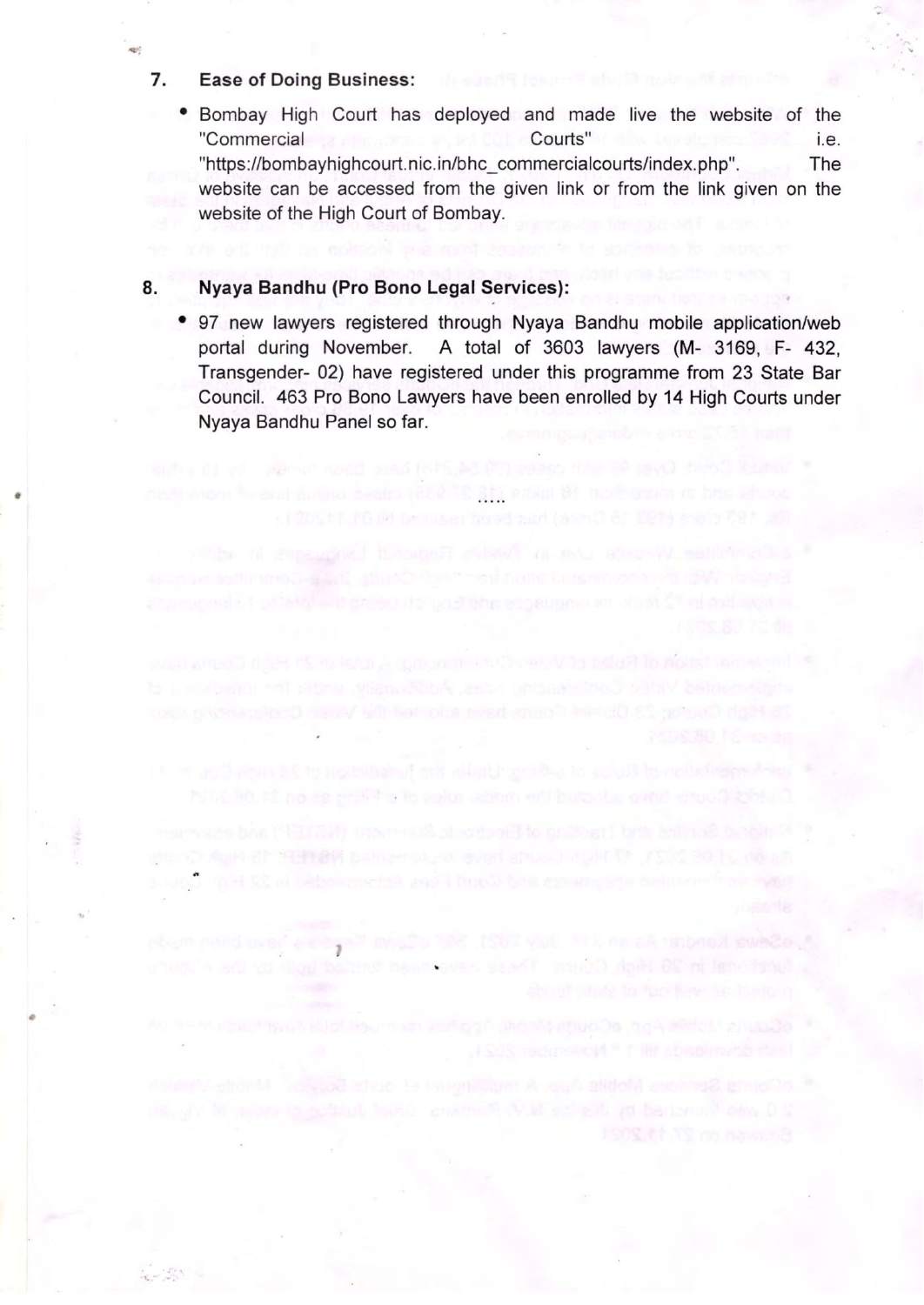## 7. Ease of Doing Business:

- Bombay High Court has deployed and made live the website of the "Commercial Courts" i.e. "https://bombayhighcourt.nic.in/bhc_commercialcourts/index.php". The website can be accessed from the given link or from the link given on the website of the High Court of Bombay.

## 8. Nyaya Bandhu (Pro Bono Legal Services):

- 97 new lawyers registered through Nyaya Bandhu mobile application/web portal during November. A total of 3603 lawyers (M- 3169, F- 432, Transgender- 02) have registered under this programme from 23 State Bar Council. 463 Pro Bono Lawyers have been enrolled by 14 High Courts under Nyaya Bandhu Panel so far.

.....